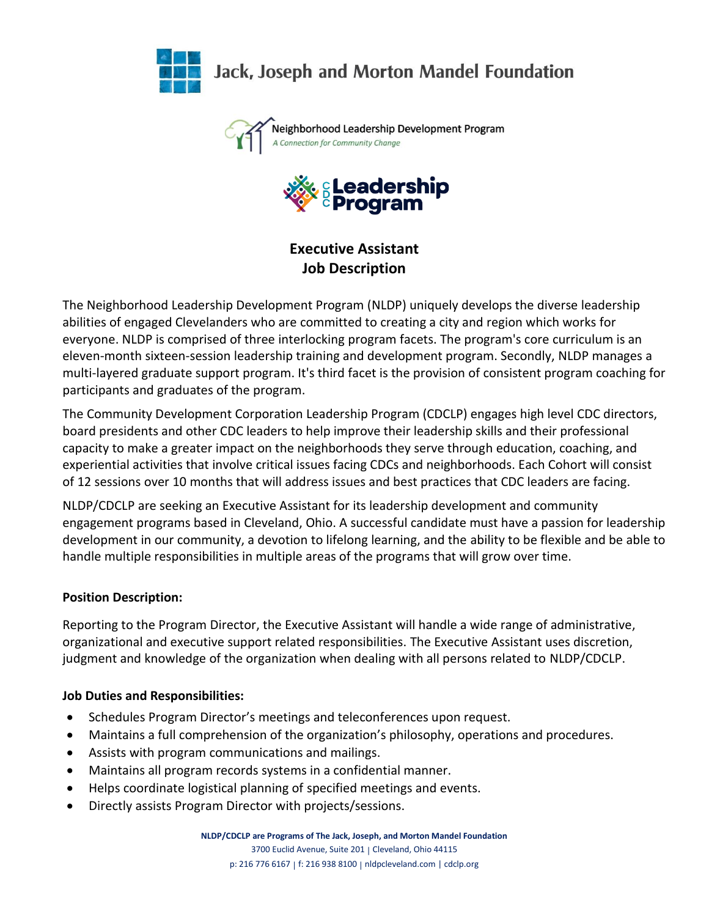Jack, Joseph and Morton Mandel Foundation

Neighborhood Leadership Development Program
*A Connection for Community Change*

CDC Leadership Program

# Executive Assistant
# Job Description

The Neighborhood Leadership Development Program (NLDP) uniquely develops the diverse leadership abilities of engaged Clevelanders who are committed to creating a city and region which works for everyone. NLDP is comprised of three interlocking program facets. The program's core curriculum is an eleven-month sixteen-session leadership training and development program. Secondly, NLDP manages a multi-layered graduate support program. It's third facet is the provision of consistent program coaching for participants and graduates of the program.

The Community Development Corporation Leadership Program (CDCLP) engages high level CDC directors, board presidents and other CDC leaders to help improve their leadership skills and their professional capacity to make a greater impact on the neighborhoods they serve through education, coaching, and experiential activities that involve critical issues facing CDCs and neighborhoods. Each Cohort will consist of 12 sessions over 10 months that will address issues and best practices that CDC leaders are facing.

NLDP/CDCLP are seeking an Executive Assistant for its leadership development and community engagement programs based in Cleveland, Ohio. A successful candidate must have a passion for leadership development in our community, a devotion to lifelong learning, and the ability to be flexible and be able to handle multiple responsibilities in multiple areas of the programs that will grow over time.

**Position Description:**

Reporting to the Program Director, the Executive Assistant will handle a wide range of administrative, organizational and executive support related responsibilities. The Executive Assistant uses discretion, judgment and knowledge of the organization when dealing with all persons related to NLDP/CDCLP.

**Job Duties and Responsibilities:**

- Schedules Program Director's meetings and teleconferences upon request.
- Maintains a full comprehension of the organization's philosophy, operations and procedures.
- Assists with program communications and mailings.
- Maintains all program records systems in a confidential manner.
- Helps coordinate logistical planning of specified meetings and events.
- Directly assists Program Director with projects/sessions.

**NLDP/CDCLP are Programs of The Jack, Joseph, and Morton Mandel Foundation**
3700 Euclid Avenue, Suite 201 | Cleveland, Ohio 44115
p: 216 776 6167 | f: 216 938 8100 | nldpcleveland.com | cdclp.org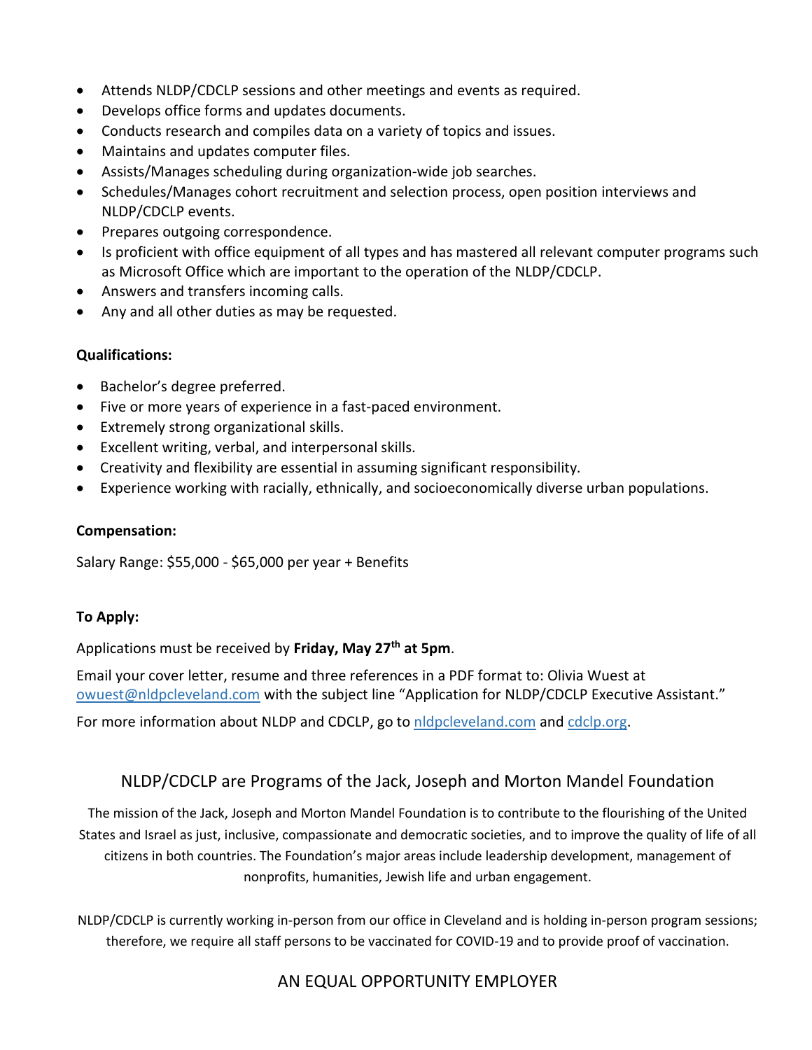- Attends NLDP/CDCLP sessions and other meetings and events as required.
- Develops office forms and updates documents.
- Conducts research and compiles data on a variety of topics and issues.
- Maintains and updates computer files.
- Assists/Manages scheduling during organization-wide job searches.
- Schedules/Manages cohort recruitment and selection process, open position interviews and NLDP/CDCLP events.
- Prepares outgoing correspondence.
- Is proficient with office equipment of all types and has mastered all relevant computer programs such as Microsoft Office which are important to the operation of the NLDP/CDCLP.
- Answers and transfers incoming calls.
- Any and all other duties as may be requested.

**Qualifications:**

- Bachelor's degree preferred.
- Five or more years of experience in a fast-paced environment.
- Extremely strong organizational skills.
- Excellent writing, verbal, and interpersonal skills.
- Creativity and flexibility are essential in assuming significant responsibility.
- Experience working with racially, ethnically, and socioeconomically diverse urban populations.

**Compensation:**

Salary Range: $55,000 - $65,000 per year + Benefits

**To Apply:**

Applications must be received by **Friday, May 27th at 5pm**.

Email your cover letter, resume and three references in a PDF format to: Olivia Wuest at owuest@nldpcleveland.com with the subject line "Application for NLDP/CDCLP Executive Assistant."

For more information about NLDP and CDCLP, go to nldpcleveland.com and cdclp.org.

## NLDP/CDCLP are Programs of the Jack, Joseph and Morton Mandel Foundation

The mission of the Jack, Joseph and Morton Mandel Foundation is to contribute to the flourishing of the United States and Israel as just, inclusive, compassionate and democratic societies, and to improve the quality of life of all citizens in both countries. The Foundation's major areas include leadership development, management of nonprofits, humanities, Jewish life and urban engagement.

NLDP/CDCLP is currently working in-person from our office in Cleveland and is holding in-person program sessions; therefore, we require all staff persons to be vaccinated for COVID-19 and to provide proof of vaccination.

## AN EQUAL OPPORTUNITY EMPLOYER